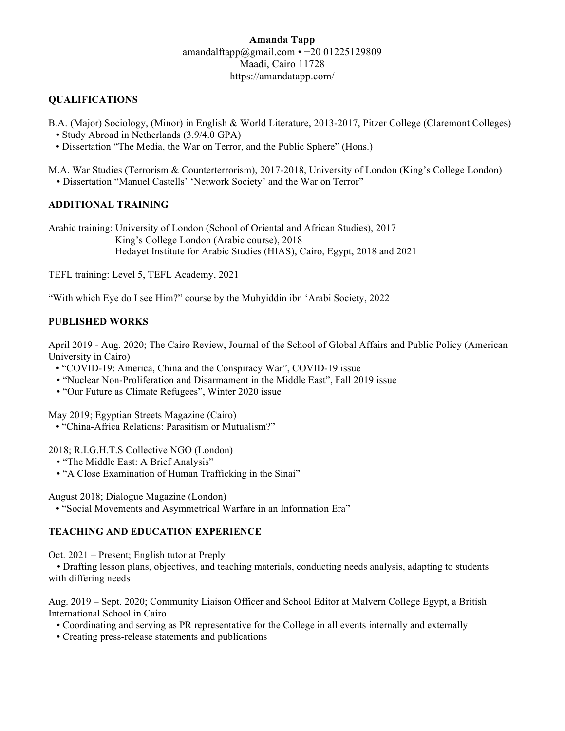**Amanda Tapp**
amandalftapp@gmail.com • +20 01225129809
Maadi, Cairo 11728
https://amandatapp.com/

## QUALIFICATIONS

B.A. (Major) Sociology, (Minor) in English & World Literature, 2013-2017, Pitzer College (Claremont Colleges)
- Study Abroad in Netherlands (3.9/4.0 GPA)
- Dissertation "The Media, the War on Terror, and the Public Sphere" (Hons.)

M.A. War Studies (Terrorism & Counterterrorism), 2017-2018, University of London (King's College London)
- Dissertation "Manuel Castells' 'Network Society' and the War on Terror"

## ADDITIONAL TRAINING

Arabic training: University of London (School of Oriental and African Studies), 2017
King's College London (Arabic course), 2018
Hedayet Institute for Arabic Studies (HIAS), Cairo, Egypt, 2018 and 2021

TEFL training: Level 5, TEFL Academy, 2021

"With which Eye do I see Him?" course by the Muhyiddin ibn 'Arabi Society, 2022

## PUBLISHED WORKS

April 2019 - Aug. 2020; The Cairo Review, Journal of the School of Global Affairs and Public Policy (American University in Cairo)
- "COVID-19: America, China and the Conspiracy War", COVID-19 issue
- "Nuclear Non-Proliferation and Disarmament in the Middle East", Fall 2019 issue
- "Our Future as Climate Refugees", Winter 2020 issue

May 2019; Egyptian Streets Magazine (Cairo)
- "China-Africa Relations: Parasitism or Mutualism?"

2018; R.I.G.H.T.S Collective NGO (London)
- "The Middle East: A Brief Analysis"
- "A Close Examination of Human Trafficking in the Sinai"

August 2018; Dialogue Magazine (London)
- "Social Movements and Asymmetrical Warfare in an Information Era"

## TEACHING AND EDUCATION EXPERIENCE

Oct. 2021 – Present; English tutor at Preply
- Drafting lesson plans, objectives, and teaching materials, conducting needs analysis, adapting to students with differing needs

Aug. 2019 – Sept. 2020; Community Liaison Officer and School Editor at Malvern College Egypt, a British International School in Cairo
- Coordinating and serving as PR representative for the College in all events internally and externally
- Creating press-release statements and publications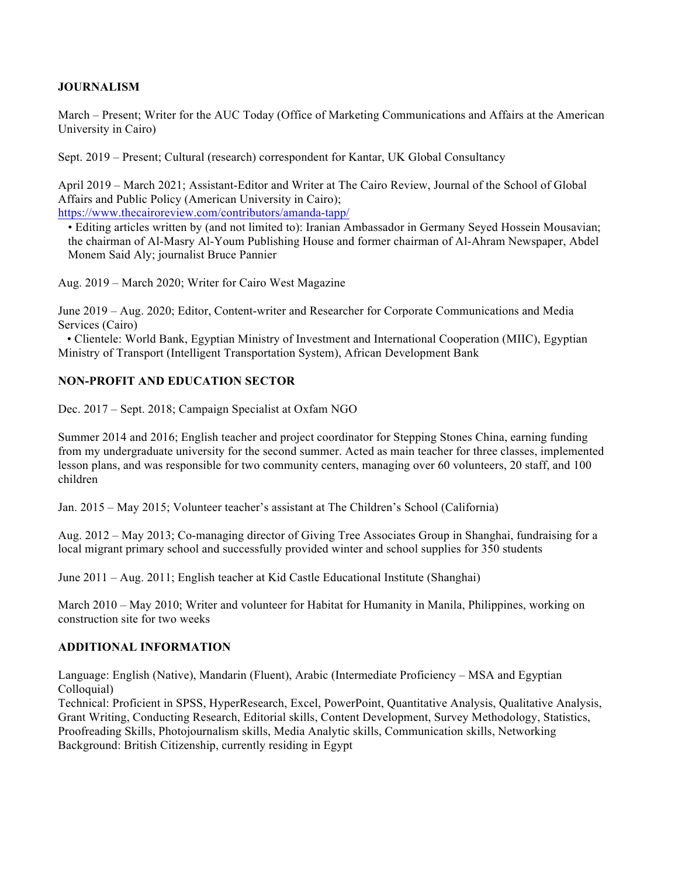## JOURNALISM

March – Present; Writer for the AUC Today (Office of Marketing Communications and Affairs at the American University in Cairo)

Sept. 2019 – Present; Cultural (research) correspondent for Kantar, UK Global Consultancy

April 2019 – March 2021; Assistant-Editor and Writer at The Cairo Review, Journal of the School of Global Affairs and Public Policy (American University in Cairo); https://www.thecairoreview.com/contributors/amanda-tapp/

- Editing articles written by (and not limited to): Iranian Ambassador in Germany Seyed Hossein Mousavian; the chairman of Al-Masry Al-Youm Publishing House and former chairman of Al-Ahram Newspaper, Abdel Monem Said Aly; journalist Bruce Pannier

Aug. 2019 – March 2020; Writer for Cairo West Magazine

June 2019 – Aug. 2020; Editor, Content-writer and Researcher for Corporate Communications and Media Services (Cairo)

- Clientele: World Bank, Egyptian Ministry of Investment and International Cooperation (MIIC), Egyptian Ministry of Transport (Intelligent Transportation System), African Development Bank

## NON-PROFIT AND EDUCATION SECTOR

Dec. 2017 – Sept. 2018; Campaign Specialist at Oxfam NGO

Summer 2014 and 2016; English teacher and project coordinator for Stepping Stones China, earning funding from my undergraduate university for the second summer. Acted as main teacher for three classes, implemented lesson plans, and was responsible for two community centers, managing over 60 volunteers, 20 staff, and 100 children

Jan. 2015 – May 2015; Volunteer teacher's assistant at The Children's School (California)

Aug. 2012 – May 2013; Co-managing director of Giving Tree Associates Group in Shanghai, fundraising for a local migrant primary school and successfully provided winter and school supplies for 350 students

June 2011 – Aug. 2011; English teacher at Kid Castle Educational Institute (Shanghai)

March 2010 – May 2010; Writer and volunteer for Habitat for Humanity in Manila, Philippines, working on construction site for two weeks

## ADDITIONAL INFORMATION

Language: English (Native), Mandarin (Fluent), Arabic (Intermediate Proficiency – MSA and Egyptian Colloquial)
Technical: Proficient in SPSS, HyperResearch, Excel, PowerPoint, Quantitative Analysis, Qualitative Analysis, Grant Writing, Conducting Research, Editorial skills, Content Development, Survey Methodology, Statistics, Proofreading Skills, Photojournalism skills, Media Analytic skills, Communication skills, Networking
Background: British Citizenship, currently residing in Egypt